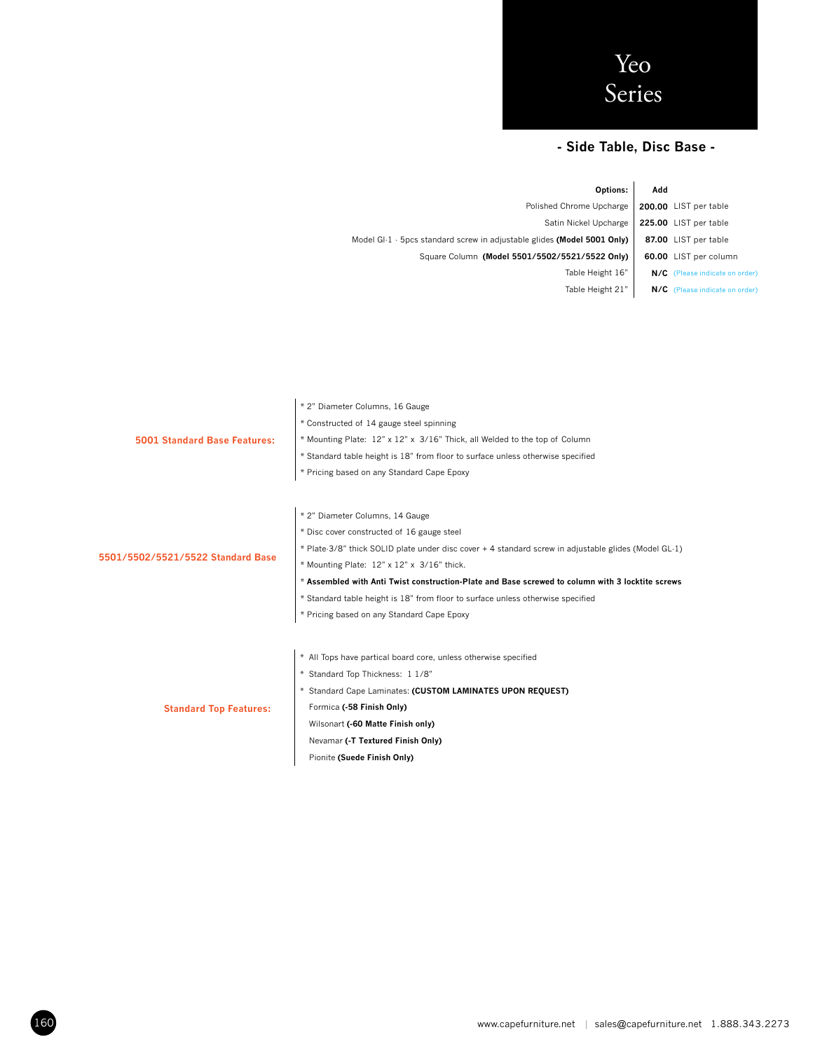# Yeo Series

## - Side Table, Disc Base -

| Options: | Add | |
|---|---|---|
| Polished Chrome Upcharge | **200.00** | LIST per table |
| Satin Nickel Upcharge | **225.00** | LIST per table |
| Model Gl-1 - 5pcs standard screw in adjustable glides **(Model 5001 Only)** | **87.00** | LIST per table |
| Square Column **(Model 5501/5502/5521/5522 Only)** | **60.00** | LIST per column |
| Table Height 16" | **N/C** | (Please indicate on order) |
| Table Height 21" | **N/C** | (Please indicate on order) |

**5001 Standard Base Features:**

* 2" Diameter Columns, 16 Gauge
* Constructed of 14 gauge steel spinning
* Mounting Plate: 12" x 12" x 3/16" Thick, all Welded to the top of Column
* Standard table height is 18" from floor to surface unless otherwise specified
* Pricing based on any Standard Cape Epoxy

**5501/5502/5521/5522 Standard Base**

* 2" Diameter Columns, 14 Gauge
* Disc cover constructed of 16 gauge steel
* Plate-3/8" thick SOLID plate under disc cover + 4 standard screw in adjustable glides (Model GL-1)
* Mounting Plate: 12" x 12" x 3/16" thick.
* **Assembled with Anti Twist construction-Plate and Base screwed to column with 3 locktite screws**
* Standard table height is 18" from floor to surface unless otherwise specified
* Pricing based on any Standard Cape Epoxy

**Standard Top Features:**

* All Tops have partical board core, unless otherwise specified
* Standard Top Thickness: 1 1/8"
* Standard Cape Laminates: **(CUSTOM LAMINATES UPON REQUEST)**

  Formica **(-58 Finish Only)**

  Wilsonart **(-60 Matte Finish only)**

  Nevamar **(-T Textured Finish Only)**

  Pionite **(Suede Finish Only)**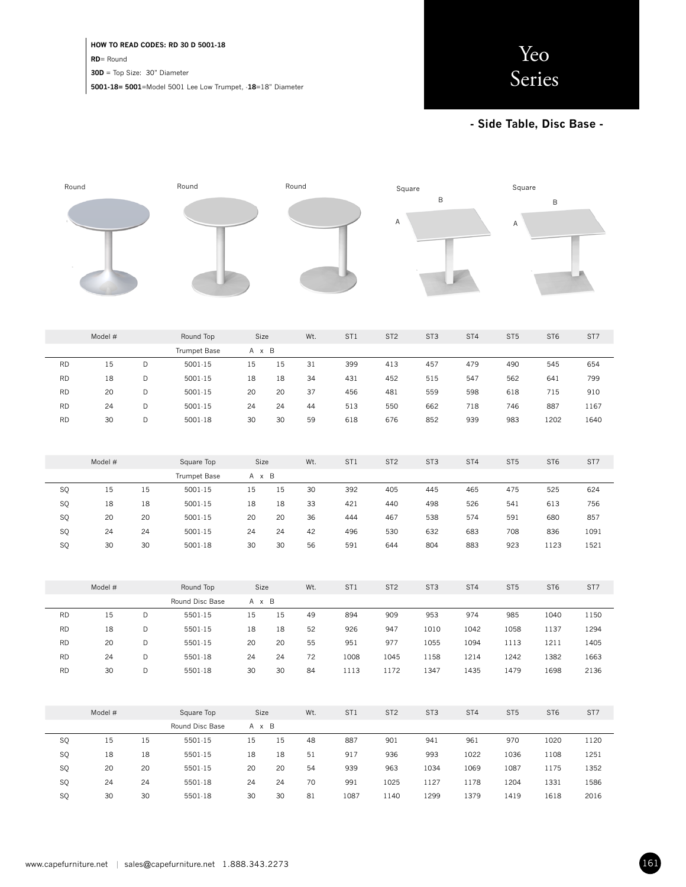**HOW TO READ CODES: RD 30 D 5001-18**

**RD**= Round

**30D** = Top Size: 30" Diameter

**5001-18= 5001**=Model 5001 Lee Low Trumpet, -**18**=18" Diameter

# Yeo Series

**- Side Table, Disc Base -**

Round | Round | Round | Square (A, B) | Square (A, B)

| | Model # | | Round Top | Size | | Wt. | ST1 | ST2 | ST3 | ST4 | ST5 | ST6 | ST7 |
|---|---|---|---|---|---|---|---|---|---|---|---|---|---|
| | | | Trumpet Base | A | B | | | | | | | | |
| RD | 15 | D | 5001-15 | 15 | 15 | 31 | 399 | 413 | 457 | 479 | 490 | 545 | 654 |
| RD | 18 | D | 5001-15 | 18 | 18 | 34 | 431 | 452 | 515 | 547 | 562 | 641 | 799 |
| RD | 20 | D | 5001-15 | 20 | 20 | 37 | 456 | 481 | 559 | 598 | 618 | 715 | 910 |
| RD | 24 | D | 5001-15 | 24 | 24 | 44 | 513 | 550 | 662 | 718 | 746 | 887 | 1167 |
| RD | 30 | D | 5001-18 | 30 | 30 | 59 | 618 | 676 | 852 | 939 | 983 | 1202 | 1640 |

| | Model # | | Square Top | Size | | Wt. | ST1 | ST2 | ST3 | ST4 | ST5 | ST6 | ST7 |
|---|---|---|---|---|---|---|---|---|---|---|---|---|---|
| | | | Trumpet Base | A | B | | | | | | | | |
| SQ | 15 | 15 | 5001-15 | 15 | 15 | 30 | 392 | 405 | 445 | 465 | 475 | 525 | 624 |
| SQ | 18 | 18 | 5001-15 | 18 | 18 | 33 | 421 | 440 | 498 | 526 | 541 | 613 | 756 |
| SQ | 20 | 20 | 5001-15 | 20 | 20 | 36 | 444 | 467 | 538 | 574 | 591 | 680 | 857 |
| SQ | 24 | 24 | 5001-15 | 24 | 24 | 42 | 496 | 530 | 632 | 683 | 708 | 836 | 1091 |
| SQ | 30 | 30 | 5001-18 | 30 | 30 | 56 | 591 | 644 | 804 | 883 | 923 | 1123 | 1521 |

| | Model # | | Round Top | Size | | Wt. | ST1 | ST2 | ST3 | ST4 | ST5 | ST6 | ST7 |
|---|---|---|---|---|---|---|---|---|---|---|---|---|---|
| | | | Round Disc Base | A | B | | | | | | | | |
| RD | 15 | D | 5501-15 | 15 | 15 | 49 | 894 | 909 | 953 | 974 | 985 | 1040 | 1150 |
| RD | 18 | D | 5501-15 | 18 | 18 | 52 | 926 | 947 | 1010 | 1042 | 1058 | 1137 | 1294 |
| RD | 20 | D | 5501-15 | 20 | 20 | 55 | 951 | 977 | 1055 | 1094 | 1113 | 1211 | 1405 |
| RD | 24 | D | 5501-18 | 24 | 24 | 72 | 1008 | 1045 | 1158 | 1214 | 1242 | 1382 | 1663 |
| RD | 30 | D | 5501-18 | 30 | 30 | 84 | 1113 | 1172 | 1347 | 1435 | 1479 | 1698 | 2136 |

| | Model # | | Square Top | Size | | Wt. | ST1 | ST2 | ST3 | ST4 | ST5 | ST6 | ST7 |
|---|---|---|---|---|---|---|---|---|---|---|---|---|---|
| | | | Round Disc Base | A | B | | | | | | | | |
| SQ | 15 | 15 | 5501-15 | 15 | 15 | 48 | 887 | 901 | 941 | 961 | 970 | 1020 | 1120 |
| SQ | 18 | 18 | 5501-15 | 18 | 18 | 51 | 917 | 936 | 993 | 1022 | 1036 | 1108 | 1251 |
| SQ | 20 | 20 | 5501-15 | 20 | 20 | 54 | 939 | 963 | 1034 | 1069 | 1087 | 1175 | 1352 |
| SQ | 24 | 24 | 5501-18 | 24 | 24 | 70 | 991 | 1025 | 1127 | 1178 | 1204 | 1331 | 1586 |
| SQ | 30 | 30 | 5501-18 | 30 | 30 | 81 | 1087 | 1140 | 1299 | 1379 | 1419 | 1618 | 2016 |

www.capefurniture.net | sales@capefurniture.net 1.888.343.2273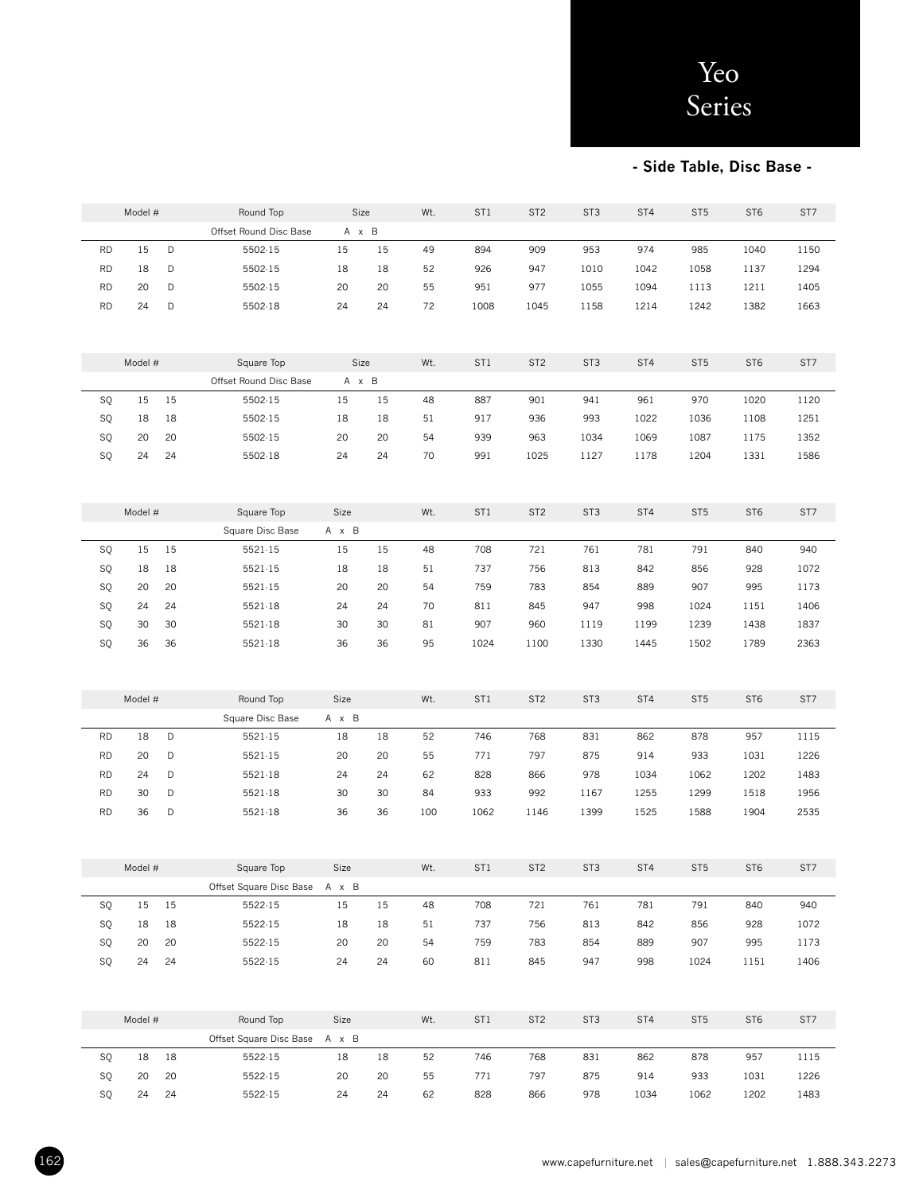# Yeo Series

## - Side Table, Disc Base -

| Model # | | | Round Top | Size | | Wt. | ST1 | ST2 | ST3 | ST4 | ST5 | ST6 | ST7 |
|---|---|---|---|---|---|---|---|---|---|---|---|---|---|
| | | | Offset Round Disc Base | A x B | | | | | | | | | |
| RD | 15 | D | 5502-15 | 15 | 15 | 49 | 894 | 909 | 953 | 974 | 985 | 1040 | 1150 |
| RD | 18 | D | 5502-15 | 18 | 18 | 52 | 926 | 947 | 1010 | 1042 | 1058 | 1137 | 1294 |
| RD | 20 | D | 5502-15 | 20 | 20 | 55 | 951 | 977 | 1055 | 1094 | 1113 | 1211 | 1405 |
| RD | 24 | D | 5502-18 | 24 | 24 | 72 | 1008 | 1045 | 1158 | 1214 | 1242 | 1382 | 1663 |

| Model # | | | Square Top | Size | | Wt. | ST1 | ST2 | ST3 | ST4 | ST5 | ST6 | ST7 |
|---|---|---|---|---|---|---|---|---|---|---|---|---|---|
| | | | Offset Round Disc Base | A x B | | | | | | | | | |
| SQ | 15 | 15 | 5502-15 | 15 | 15 | 48 | 887 | 901 | 941 | 961 | 970 | 1020 | 1120 |
| SQ | 18 | 18 | 5502-15 | 18 | 18 | 51 | 917 | 936 | 993 | 1022 | 1036 | 1108 | 1251 |
| SQ | 20 | 20 | 5502-15 | 20 | 20 | 54 | 939 | 963 | 1034 | 1069 | 1087 | 1175 | 1352 |
| SQ | 24 | 24 | 5502-18 | 24 | 24 | 70 | 991 | 1025 | 1127 | 1178 | 1204 | 1331 | 1586 |

| Model # | | | Square Top | Size | | Wt. | ST1 | ST2 | ST3 | ST4 | ST5 | ST6 | ST7 |
|---|---|---|---|---|---|---|---|---|---|---|---|---|---|
| | | | Square Disc Base | A x B | | | | | | | | | |
| SQ | 15 | 15 | 5521-15 | 15 | 15 | 48 | 708 | 721 | 761 | 781 | 791 | 840 | 940 |
| SQ | 18 | 18 | 5521-15 | 18 | 18 | 51 | 737 | 756 | 813 | 842 | 856 | 928 | 1072 |
| SQ | 20 | 20 | 5521-15 | 20 | 20 | 54 | 759 | 783 | 854 | 889 | 907 | 995 | 1173 |
| SQ | 24 | 24 | 5521-18 | 24 | 24 | 70 | 811 | 845 | 947 | 998 | 1024 | 1151 | 1406 |
| SQ | 30 | 30 | 5521-18 | 30 | 30 | 81 | 907 | 960 | 1119 | 1199 | 1239 | 1438 | 1837 |
| SQ | 36 | 36 | 5521-18 | 36 | 36 | 95 | 1024 | 1100 | 1330 | 1445 | 1502 | 1789 | 2363 |

| Model # | | | Round Top | Size | | Wt. | ST1 | ST2 | ST3 | ST4 | ST5 | ST6 | ST7 |
|---|---|---|---|---|---|---|---|---|---|---|---|---|---|
| | | | Square Disc Base | A x B | | | | | | | | | |
| RD | 18 | D | 5521-15 | 18 | 18 | 52 | 746 | 768 | 831 | 862 | 878 | 957 | 1115 |
| RD | 20 | D | 5521-15 | 20 | 20 | 55 | 771 | 797 | 875 | 914 | 933 | 1031 | 1226 |
| RD | 24 | D | 5521-18 | 24 | 24 | 62 | 828 | 866 | 978 | 1034 | 1062 | 1202 | 1483 |
| RD | 30 | D | 5521-18 | 30 | 30 | 84 | 933 | 992 | 1167 | 1255 | 1299 | 1518 | 1956 |
| RD | 36 | D | 5521-18 | 36 | 36 | 100 | 1062 | 1146 | 1399 | 1525 | 1588 | 1904 | 2535 |

| Model # | | | Square Top | Size | | Wt. | ST1 | ST2 | ST3 | ST4 | ST5 | ST6 | ST7 |
|---|---|---|---|---|---|---|---|---|---|---|---|---|---|
| | | | Offset Square Disc Base | A x B | | | | | | | | | |
| SQ | 15 | 15 | 5522-15 | 15 | 15 | 48 | 708 | 721 | 761 | 781 | 791 | 840 | 940 |
| SQ | 18 | 18 | 5522-15 | 18 | 18 | 51 | 737 | 756 | 813 | 842 | 856 | 928 | 1072 |
| SQ | 20 | 20 | 5522-15 | 20 | 20 | 54 | 759 | 783 | 854 | 889 | 907 | 995 | 1173 |
| SQ | 24 | 24 | 5522-15 | 24 | 24 | 60 | 811 | 845 | 947 | 998 | 1024 | 1151 | 1406 |

| Model # | | | Round Top | Size | | Wt. | ST1 | ST2 | ST3 | ST4 | ST5 | ST6 | ST7 |
|---|---|---|---|---|---|---|---|---|---|---|---|---|---|
| | | | Offset Square Disc Base | A x B | | | | | | | | | |
| SQ | 18 | 18 | 5522-15 | 18 | 18 | 52 | 746 | 768 | 831 | 862 | 878 | 957 | 1115 |
| SQ | 20 | 20 | 5522-15 | 20 | 20 | 55 | 771 | 797 | 875 | 914 | 933 | 1031 | 1226 |
| SQ | 24 | 24 | 5522-15 | 24 | 24 | 62 | 828 | 866 | 978 | 1034 | 1062 | 1202 | 1483 |

www.capefurniture.net | sales@capefurniture.net 1.888.343.2273